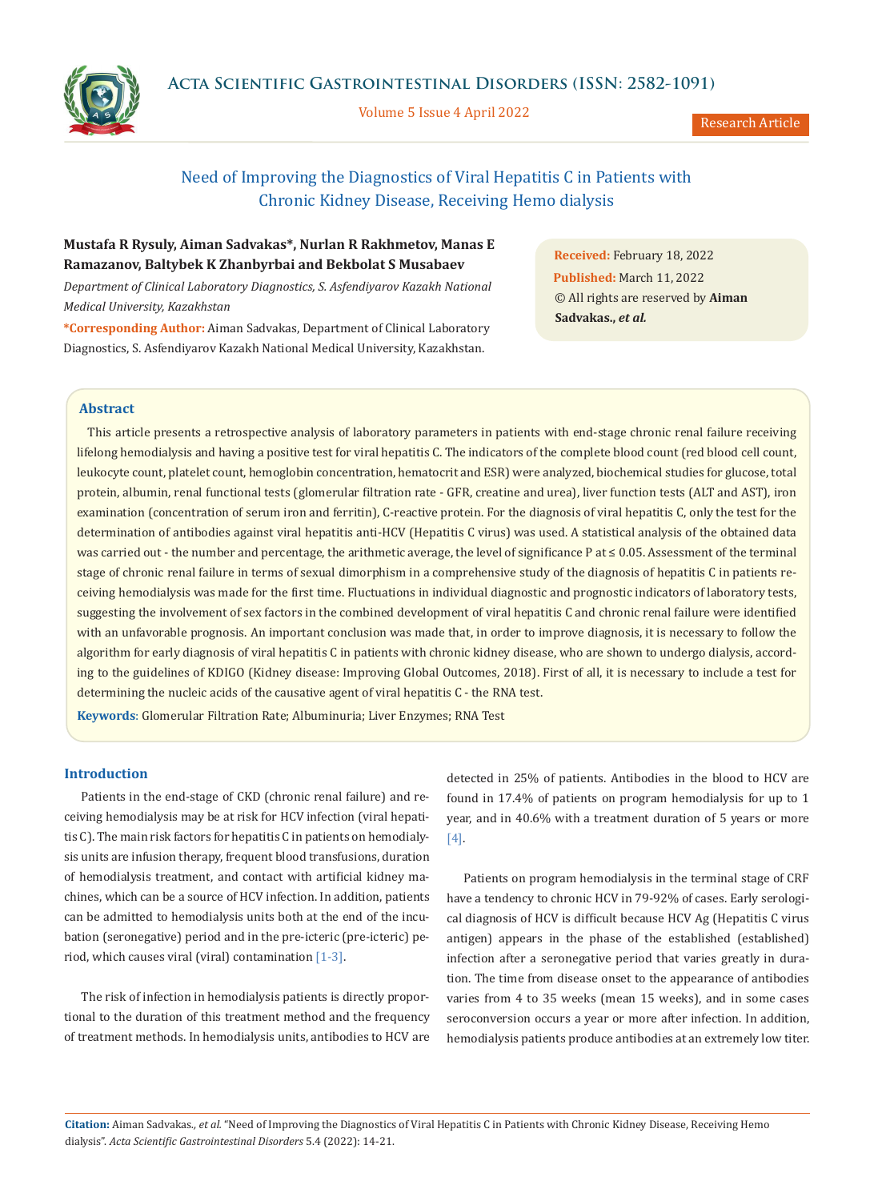# Need of Improving the Diagnostics of Viral Hepatitis C in Patients with Chronic Kidney Disease, Receiving Hemo dialysis

**Mustafa R Rysuly, Aiman Sadvakas*, Nurlan R Rakhmetov, Manas E Ramazanov, Baltybek K Zhanbyrbai and Bekbolat S Musabaev**

*Department of Clinical Laboratory Diagnostics, S. Asfendiyarov Kazakh National Medical University, Kazakhstan*

***Corresponding Author:** Aiman Sadvakas, Department of Clinical Laboratory Diagnostics, S. Asfendiyarov Kazakh National Medical University, Kazakhstan.

**Received:** February 18, 2022
**Published:** March 11, 2022
© All rights are reserved by **Aiman Sadvakas., *et al.***

## Abstract

This article presents a retrospective analysis of laboratory parameters in patients with end-stage chronic renal failure receiving lifelong hemodialysis and having a positive test for viral hepatitis C. The indicators of the complete blood count (red blood cell count, leukocyte count, platelet count, hemoglobin concentration, hematocrit and ESR) were analyzed, biochemical studies for glucose, total protein, albumin, renal functional tests (glomerular filtration rate - GFR, creatine and urea), liver function tests (ALT and AST), iron examination (concentration of serum iron and ferritin), C-reactive protein. For the diagnosis of viral hepatitis C, only the test for the determination of antibodies against viral hepatitis anti-HCV (Hepatitis C virus) was used. A statistical analysis of the obtained data was carried out - the number and percentage, the arithmetic average, the level of significance P at ≤ 0.05. Assessment of the terminal stage of chronic renal failure in terms of sexual dimorphism in a comprehensive study of the diagnosis of hepatitis C in patients receiving hemodialysis was made for the first time. Fluctuations in individual diagnostic and prognostic indicators of laboratory tests, suggesting the involvement of sex factors in the combined development of viral hepatitis C and chronic renal failure were identified with an unfavorable prognosis. An important conclusion was made that, in order to improve diagnosis, it is necessary to follow the algorithm for early diagnosis of viral hepatitis C in patients with chronic kidney disease, who are shown to undergo dialysis, according to the guidelines of KDIGO (Kidney disease: Improving Global Outcomes, 2018). First of all, it is necessary to include a test for determining the nucleic acids of the causative agent of viral hepatitis C - the RNA test.

**Keywords**: Glomerular Filtration Rate; Albuminuria; Liver Enzymes; RNA Test

## Introduction

Patients in the end-stage of CKD (chronic renal failure) and receiving hemodialysis may be at risk for HCV infection (viral hepatitis C). The main risk factors for hepatitis C in patients on hemodialysis units are infusion therapy, frequent blood transfusions, duration of hemodialysis treatment, and contact with artificial kidney machines, which can be a source of HCV infection. In addition, patients can be admitted to hemodialysis units both at the end of the incubation (seronegative) period and in the pre-icteric (pre-icteric) period, which causes viral (viral) contamination [1-3].

The risk of infection in hemodialysis patients is directly proportional to the duration of this treatment method and the frequency of treatment methods. In hemodialysis units, antibodies to HCV are detected in 25% of patients. Antibodies in the blood to HCV are found in 17.4% of patients on program hemodialysis for up to 1 year, and in 40.6% with a treatment duration of 5 years or more [4].

Patients on program hemodialysis in the terminal stage of CRF have a tendency to chronic HCV in 79-92% of cases. Early serological diagnosis of HCV is difficult because HCV Ag (Hepatitis C virus antigen) appears in the phase of the established (established) infection after a seronegative period that varies greatly in duration. The time from disease onset to the appearance of antibodies varies from 4 to 35 weeks (mean 15 weeks), and in some cases seroconversion occurs a year or more after infection. In addition, hemodialysis patients produce antibodies at an extremely low titer.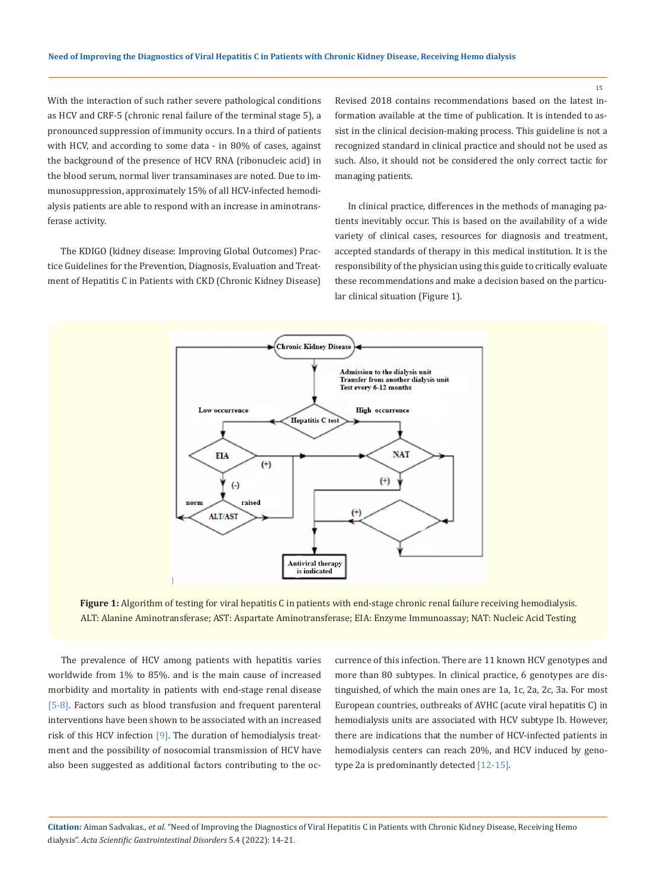With the interaction of such rather severe pathological conditions as HCV and CRF-5 (chronic renal failure of the terminal stage 5), a pronounced suppression of immunity occurs. In a third of patients with HCV, and according to some data - in 80% of cases, against the background of the presence of HCV RNA (ribonucleic acid) in the blood serum, normal liver transaminases are noted. Due to immunosuppression, approximately 15% of all HCV-infected hemodialysis patients are able to respond with an increase in aminotransferase activity.

The KDIGO (kidney disease: Improving Global Outcomes) Practice Guidelines for the Prevention, Diagnosis, Evaluation and Treatment of Hepatitis C in Patients with CKD (Chronic Kidney Disease) Revised 2018 contains recommendations based on the latest information available at the time of publication. It is intended to assist in the clinical decision-making process. This guideline is not a recognized standard in clinical practice and should not be used as such. Also, it should not be considered the only correct tactic for managing patients.

In clinical practice, differences in the methods of managing patients inevitably occur. This is based on the availability of a wide variety of clinical cases, resources for diagnosis and treatment, accepted standards of therapy in this medical institution. It is the responsibility of the physician using this guide to critically evaluate these recommendations and make a decision based on the particular clinical situation (Figure 1).

**Figure 1:** Algorithm of testing for viral hepatitis C in patients with end-stage chronic renal failure receiving hemodialysis. ALT: Alanine Aminotransferase; AST: Aspartate Aminotransferase; EIA: Enzyme Immunoassay; NAT: Nucleic Acid Testing

The prevalence of HCV among patients with hepatitis varies worldwide from 1% to 85%. and is the main cause of increased morbidity and mortality in patients with end-stage renal disease [5-8]. Factors such as blood transfusion and frequent parenteral interventions have been shown to be associated with an increased risk of this HCV infection [9]. The duration of hemodialysis treatment and the possibility of nosocomial transmission of HCV have also been suggested as additional factors contributing to the occurrence of this infection. There are 11 known HCV genotypes and more than 80 subtypes. In clinical practice, 6 genotypes are distinguished, of which the main ones are 1a, 1c, 2a, 2c, 3a. For most European countries, outbreaks of AVHC (acute viral hepatitis C) in hemodialysis units are associated with HCV subtype lb. However, there are indications that the number of HCV-infected patients in hemodialysis centers can reach 20%, and HCV induced by genotype 2a is predominantly detected [12-15].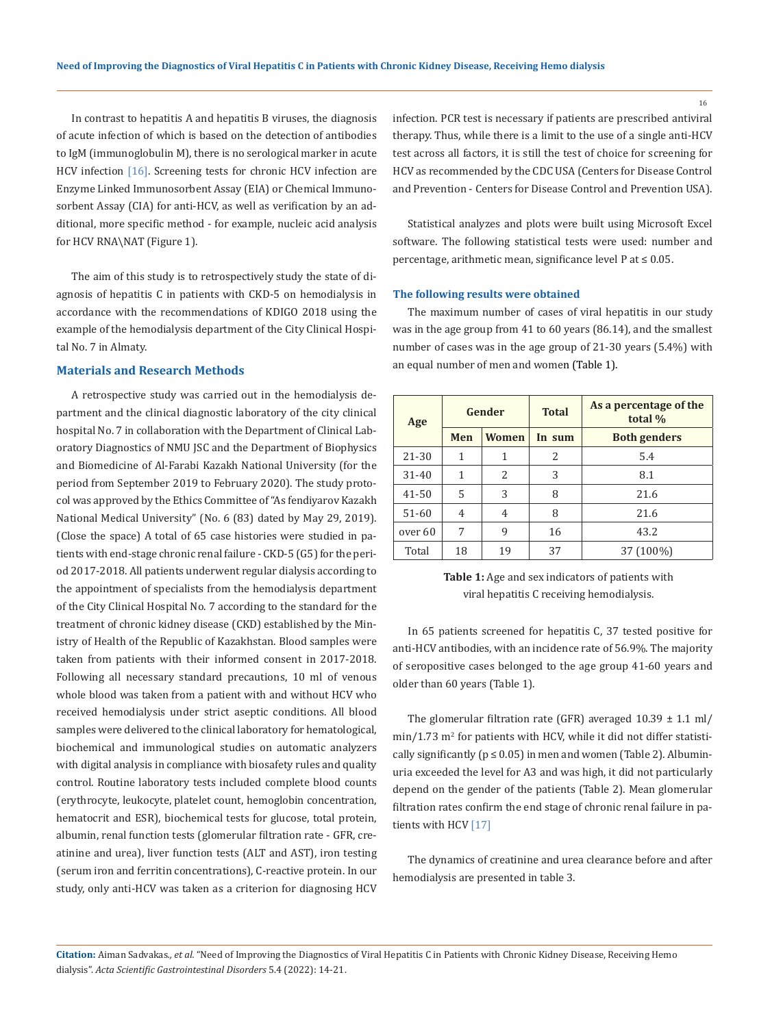In contrast to hepatitis A and hepatitis B viruses, the diagnosis of acute infection of which is based on the detection of antibodies to IgM (immunoglobulin M), there is no serological marker in acute HCV infection [16]. Screening tests for chronic HCV infection are Enzyme Linked Immunosorbent Assay (EIA) or Chemical Immunosorbent Assay (CIA) for anti-HCV, as well as verification by an additional, more specific method - for example, nucleic acid analysis for HCV RNA\NAT (Figure 1).

The aim of this study is to retrospectively study the state of diagnosis of hepatitis C in patients with CKD-5 on hemodialysis in accordance with the recommendations of KDIGO 2018 using the example of the hemodialysis department of the City Clinical Hospital No. 7 in Almaty.

## Materials and Research Methods

A retrospective study was carried out in the hemodialysis department and the clinical diagnostic laboratory of the city clinical hospital No. 7 in collaboration with the Department of Clinical Laboratory Diagnostics of NMU JSC and the Department of Biophysics and Biomedicine of Al-Farabi Kazakh National University (for the period from September 2019 to February 2020). The study protocol was approved by the Ethics Committee of "As fendiyarov Kazakh National Medical University" (No. 6 (83) dated by May 29, 2019). (Close the space) A total of 65 case histories were studied in patients with end-stage chronic renal failure - CKD-5 (G5) for the period 2017-2018. All patients underwent regular dialysis according to the appointment of specialists from the hemodialysis department of the City Clinical Hospital No. 7 according to the standard for the treatment of chronic kidney disease (CKD) established by the Ministry of Health of the Republic of Kazakhstan. Blood samples were taken from patients with their informed consent in 2017-2018. Following all necessary standard precautions, 10 ml of venous whole blood was taken from a patient with and without HCV who received hemodialysis under strict aseptic conditions. All blood samples were delivered to the clinical laboratory for hematological, biochemical and immunological studies on automatic analyzers with digital analysis in compliance with biosafety rules and quality control. Routine laboratory tests included complete blood counts (erythrocyte, leukocyte, platelet count, hemoglobin concentration, hematocrit and ESR), biochemical tests for glucose, total protein, albumin, renal function tests (glomerular filtration rate - GFR, creatinine and urea), liver function tests (ALT and AST), iron testing (serum iron and ferritin concentrations), C-reactive protein. In our study, only anti-HCV was taken as a criterion for diagnosing HCV infection. PCR test is necessary if patients are prescribed antiviral therapy. Thus, while there is a limit to the use of a single anti-HCV test across all factors, it is still the test of choice for screening for HCV as recommended by the CDC USA (Centers for Disease Control and Prevention - Centers for Disease Control and Prevention USA).

Statistical analyzes and plots were built using Microsoft Excel software. The following statistical tests were used: number and percentage, arithmetic mean, significance level P at ≤ 0.05.

### The following results were obtained

The maximum number of cases of viral hepatitis in our study was in the age group from 41 to 60 years (86.14), and the smallest number of cases was in the age group of 21-30 years (5.4%) with an equal number of men and women (Table 1).

| Age | Gender | | Total | As a percentage of the total % |
|---|---|---|---|---|
| | Men | Women | In sum | Both genders |
| 21-30 | 1 | 1 | 2 | 5.4 |
| 31-40 | 1 | 2 | 3 | 8.1 |
| 41-50 | 5 | 3 | 8 | 21.6 |
| 51-60 | 4 | 4 | 8 | 21.6 |
| over 60 | 7 | 9 | 16 | 43.2 |
| Total | 18 | 19 | 37 | 37 (100%) |

**Table 1:** Age and sex indicators of patients with viral hepatitis C receiving hemodialysis.

In 65 patients screened for hepatitis C, 37 tested positive for anti-HCV antibodies, with an incidence rate of 56.9%. The majority of seropositive cases belonged to the age group 41-60 years and older than 60 years (Table 1).

The glomerular filtration rate (GFR) averaged 10.39 ± 1.1 ml/min/1.73 $m^2$ for patients with HCV, while it did not differ statistically significantly ($p \leq 0.05$) in men and women (Table 2). Albuminuria exceeded the level for A3 and was high, it did not particularly depend on the gender of the patients (Table 2). Mean glomerular filtration rates confirm the end stage of chronic renal failure in patients with HCV [17]

The dynamics of creatinine and urea clearance before and after hemodialysis are presented in table 3.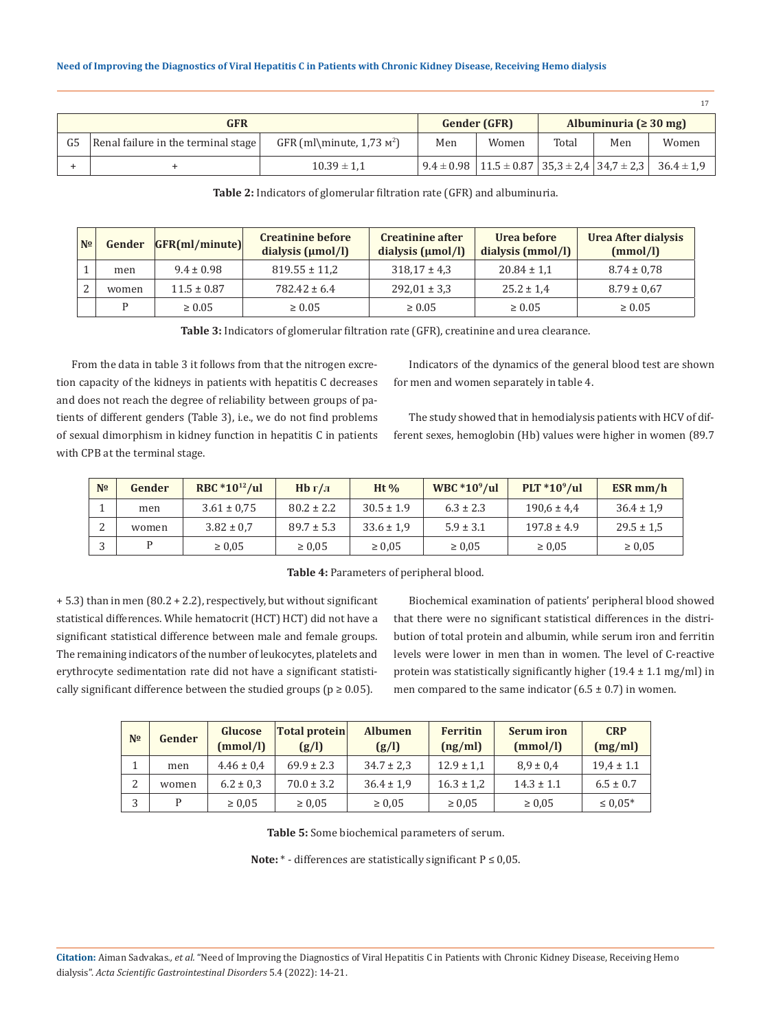| GFR | | | Gender (GFR) | | Albuminuria (≥ 30 mg) | | |
|---|---|---|---|---|---|---|---|
| G5 | Renal failure in the terminal stage | GFR (ml\minute, 1,73 м$^2$) | Men | Women | Total | Men | Women |
| + | + | 10.39 ± 1,1 | 9.4 ± 0.98 | 11.5 ± 0.87 | 35,3 ± 2,4 | 34,7 ± 2,3 | 36.4 ± 1,9 |

**Table 2:** Indicators of glomerular filtration rate (GFR) and albuminuria.

| № | Gender | GFR(ml/minute) | Creatinine before dialysis (µmol/l) | Creatinine after dialysis (µmol/l) | Urea before dialysis (mmol/l) | Urea After dialysis (mmol/l) |
|---|---|---|---|---|---|---|
| 1 | men | 9.4 ± 0.98 | 819.55 ± 11,2 | 318,17 ± 4,3 | 20.84 ± 1,1 | 8.74 ± 0,78 |
| 2 | women | 11.5 ± 0.87 | 782.42 ± 6.4 | 292,01 ± 3,3 | 25.2 ± 1,4 | 8.79 ± 0,67 |
| | P | ≥ 0.05 | ≥ 0.05 | ≥ 0.05 | ≥ 0.05 | ≥ 0.05 |

**Table 3:** Indicators of glomerular filtration rate (GFR), creatinine and urea clearance.

From the data in table 3 it follows from that the nitrogen excretion capacity of the kidneys in patients with hepatitis C decreases and does not reach the degree of reliability between groups of patients of different genders (Table 3), i.e., we do not find problems of sexual dimorphism in kidney function in hepatitis C in patients with CPB at the terminal stage.

Indicators of the dynamics of the general blood test are shown for men and women separately in table 4.

The study showed that in hemodialysis patients with HCV of different sexes, hemoglobin (Hb) values were higher in women (89.7 + 5.3) than in men (80.2 + 2.2), respectively, but without significant statistical differences. While hematocrit (HCT) HCT) did not have a significant statistical difference between male and female groups. The remaining indicators of the number of leukocytes, platelets and erythrocyte sedimentation rate did not have a significant statistically significant difference between the studied groups ($p \geq 0.05$).

| № | Gender | RBC *10$^{12}$/ul | Hb г/л | Ht % | WBC *10$^{9}$/ul | PLT *10$^{9}$/ul | ESR mm/h |
|---|---|---|---|---|---|---|---|
| 1 | men | 3.61 ± 0,75 | 80.2 ± 2.2 | 30.5 ± 1.9 | 6.3 ± 2.3 | 190,6 ± 4,4 | 36.4 ± 1,9 |
| 2 | women | 3.82 ± 0,7 | 89.7 ± 5.3 | 33.6 ± 1,9 | 5.9 ± 3.1 | 197.8 ± 4.9 | 29.5 ± 1,5 |
| 3 | P | ≥ 0,05 | ≥ 0,05 | ≥ 0,05 | ≥ 0,05 | ≥ 0,05 | ≥ 0,05 |

**Table 4:** Parameters of peripheral blood.

Biochemical examination of patients' peripheral blood showed that there were no significant statistical differences in the distribution of total protein and albumin, while serum iron and ferritin levels were lower in men than in women. The level of C-reactive protein was statistically significantly higher (19.4 ± 1.1 mg/ml) in men compared to the same indicator (6.5 ± 0.7) in women.

| № | Gender | Glucose (mmol/l) | Total protein (g/l) | Albumen (g/l) | Ferritin (ng/ml) | Serum iron (mmol/l) | CRP (mg/ml) |
|---|---|---|---|---|---|---|---|
| 1 | men | 4.46 ± 0,4 | 69.9 ± 2.3 | 34.7 ± 2,3 | 12.9 ± 1,1 | 8,9 ± 0,4 | 19,4 ± 1.1 |
| 2 | women | 6.2 ± 0,3 | 70.0 ± 3.2 | 36.4 ± 1,9 | 16.3 ± 1,2 | 14.3 ± 1.1 | 6.5 ± 0.7 |
| 3 | P | ≥ 0,05 | ≥ 0,05 | ≥ 0,05 | ≥ 0,05 | ≥ 0,05 | ≤ 0,05* |

**Table 5:** Some biochemical parameters of serum.

**Note:** * - differences are statistically significant P ≤ 0,05.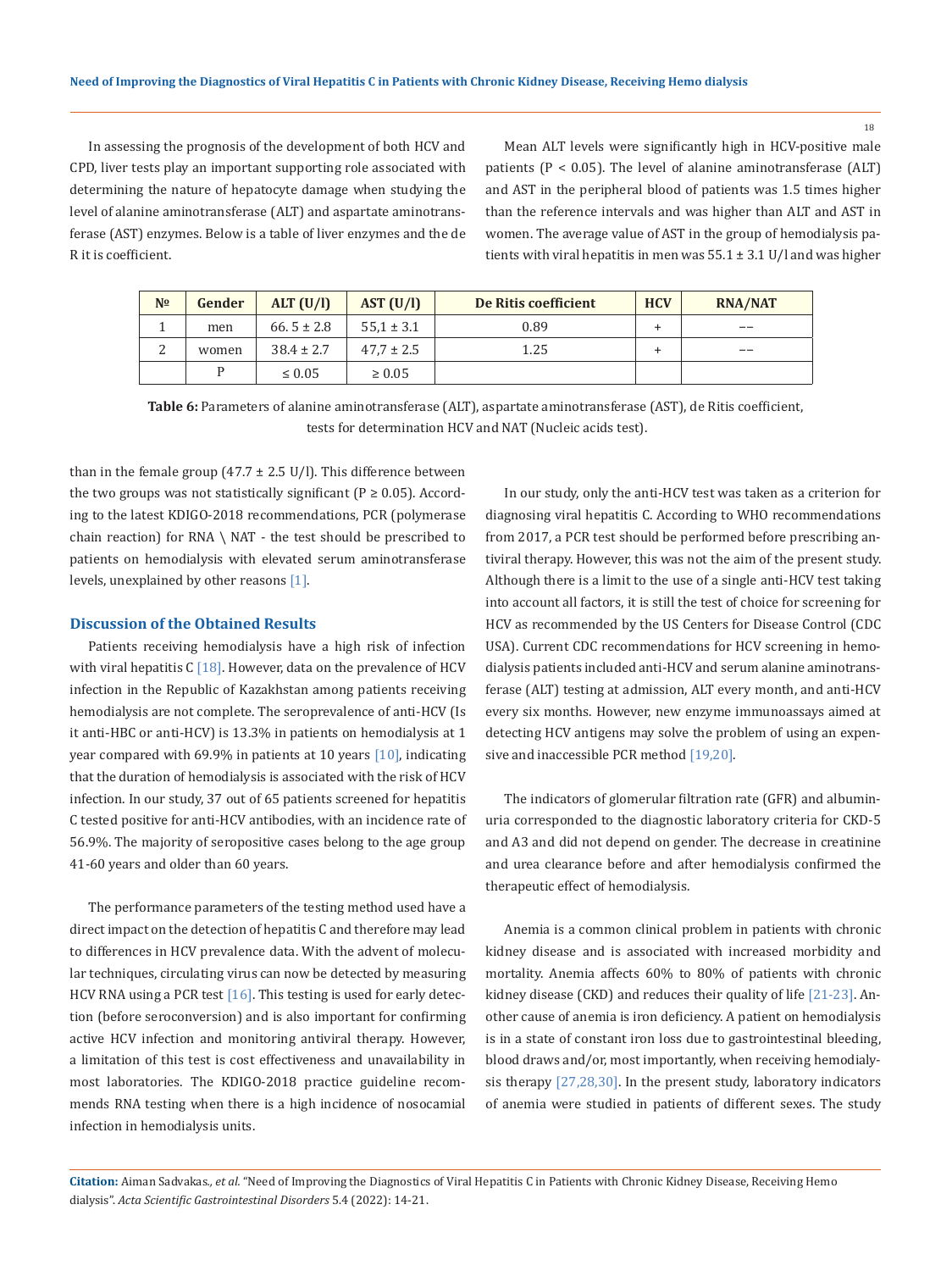In assessing the prognosis of the development of both HCV and CPD, liver tests play an important supporting role associated with determining the nature of hepatocyte damage when studying the level of alanine aminotransferase (ALT) and aspartate aminotransferase (AST) enzymes. Below is a table of liver enzymes and the de R it is coefficient.

Mean ALT levels were significantly high in HCV-positive male patients ($P < 0.05$). The level of alanine aminotransferase (ALT) and AST in the peripheral blood of patients was 1.5 times higher than the reference intervals and was higher than ALT and AST in women. The average value of AST in the group of hemodialysis patients with viral hepatitis in men was 55.1 ± 3.1 U/l and was higher than in the female group (47.7 ± 2.5 U/l). This difference between the two groups was not statistically significant ($P \geq 0.05$). According to the latest KDIGO-2018 recommendations, PCR (polymerase chain reaction) for RNA \ NAT - the test should be prescribed to patients on hemodialysis with elevated serum aminotransferase levels, unexplained by other reasons [1].

| № | Gender | ALT (U/l) | AST (U/l) | De Ritis coefficient | HCV | RNA/NAT |
|---|---|---|---|---|---|---|
| 1 | men | 66. 5 ± 2.8 | 55,1 ± 3.1 | 0.89 | + | -- |
| 2 | women | 38.4 ± 2.7 | 47,7 ± 2.5 | 1.25 | + | -- |
| | P | ≤ 0.05 | ≥ 0.05 | | | |

**Table 6:** Parameters of alanine aminotransferase (ALT), aspartate aminotransferase (AST), de Ritis coefficient, tests for determination HCV and NAT (Nucleic acids test).

## Discussion of the Obtained Results

Patients receiving hemodialysis have a high risk of infection with viral hepatitis C [18]. However, data on the prevalence of HCV infection in the Republic of Kazakhstan among patients receiving hemodialysis are not complete. The seroprevalence of anti-HCV (Is it anti-HBC or anti-HCV) is 13.3% in patients on hemodialysis at 1 year compared with 69.9% in patients at 10 years [10], indicating that the duration of hemodialysis is associated with the risk of HCV infection. In our study, 37 out of 65 patients screened for hepatitis C tested positive for anti-HCV antibodies, with an incidence rate of 56.9%. The majority of seropositive cases belong to the age group 41-60 years and older than 60 years.

The performance parameters of the testing method used have a direct impact on the detection of hepatitis C and therefore may lead to differences in HCV prevalence data. With the advent of molecular techniques, circulating virus can now be detected by measuring HCV RNA using a PCR test [16]. This testing is used for early detection (before seroconversion) and is also important for confirming active HCV infection and monitoring antiviral therapy. However, a limitation of this test is cost effectiveness and unavailability in most laboratories. The KDIGO-2018 practice guideline recommends RNA testing when there is a high incidence of nosocamial infection in hemodialysis units.

In our study, only the anti-HCV test was taken as a criterion for diagnosing viral hepatitis C. According to WHO recommendations from 2017, a PCR test should be performed before prescribing antiviral therapy. However, this was not the aim of the present study. Although there is a limit to the use of a single anti-HCV test taking into account all factors, it is still the test of choice for screening for HCV as recommended by the US Centers for Disease Control (CDC USA). Current CDC recommendations for HCV screening in hemodialysis patients included anti-HCV and serum alanine aminotransferase (ALT) testing at admission, ALT every month, and anti-HCV every six months. However, new enzyme immunoassays aimed at detecting HCV antigens may solve the problem of using an expensive and inaccessible PCR method [19,20].

The indicators of glomerular filtration rate (GFR) and albuminuria corresponded to the diagnostic laboratory criteria for CKD-5 and A3 and did not depend on gender. The decrease in creatinine and urea clearance before and after hemodialysis confirmed the therapeutic effect of hemodialysis.

Anemia is a common clinical problem in patients with chronic kidney disease and is associated with increased morbidity and mortality. Anemia affects 60% to 80% of patients with chronic kidney disease (CKD) and reduces their quality of life [21-23]. Another cause of anemia is iron deficiency. A patient on hemodialysis is in a state of constant iron loss due to gastrointestinal bleeding, blood draws and/or, most importantly, when receiving hemodialysis therapy [27,28,30]. In the present study, laboratory indicators of anemia were studied in patients of different sexes. The study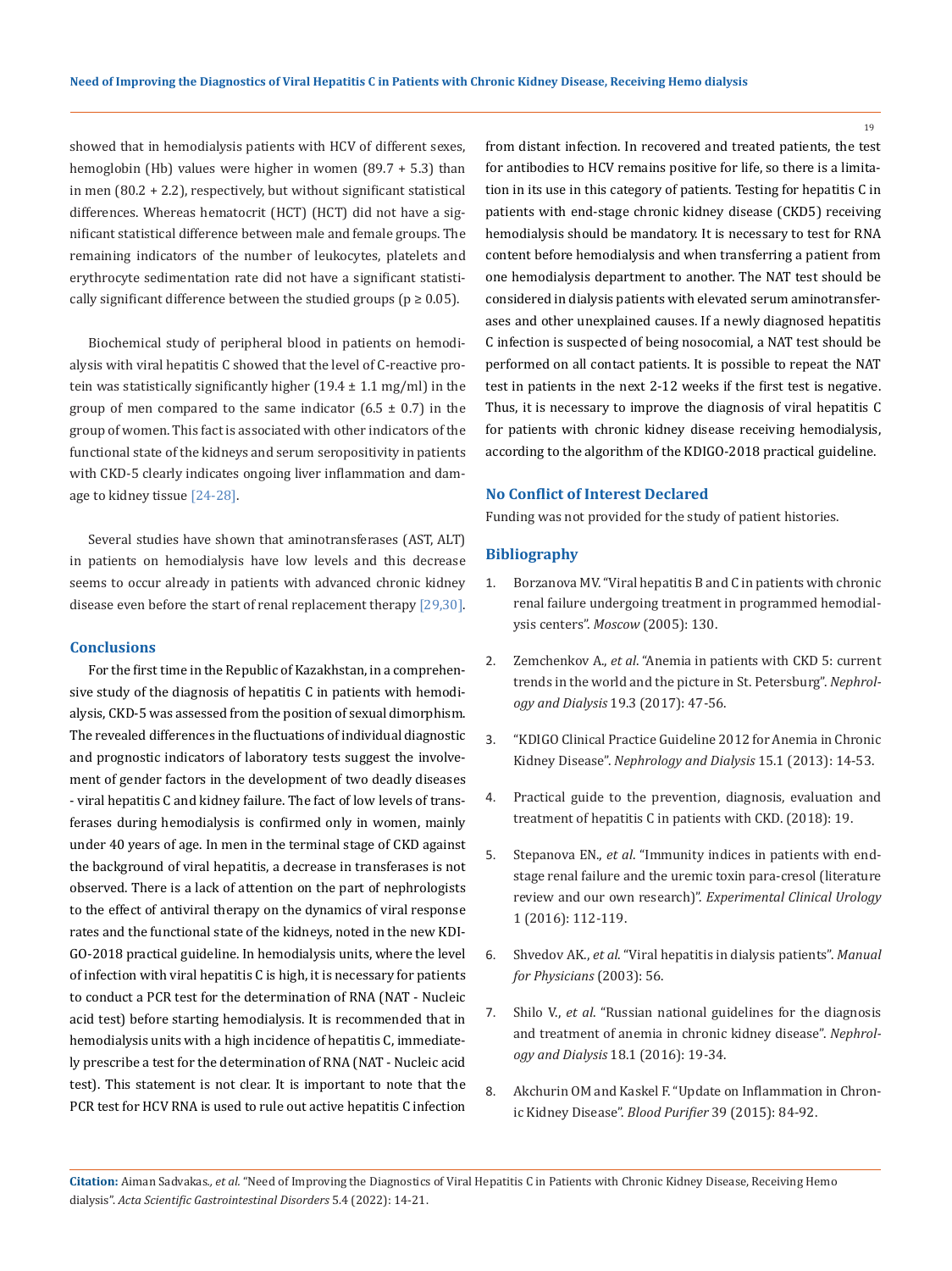showed that in hemodialysis patients with HCV of different sexes, hemoglobin (Hb) values were higher in women (89.7 + 5.3) than in men (80.2 + 2.2), respectively, but without significant statistical differences. Whereas hematocrit (HCT) (HCT) did not have a significant statistical difference between male and female groups. The remaining indicators of the number of leukocytes, platelets and erythrocyte sedimentation rate did not have a significant statistically significant difference between the studied groups ($p \geq 0.05$).

Biochemical study of peripheral blood in patients on hemodialysis with viral hepatitis C showed that the level of C-reactive protein was statistically significantly higher ($19.4 \pm 1.1$ mg/ml) in the group of men compared to the same indicator ($6.5 \pm 0.7$) in the group of women. This fact is associated with other indicators of the functional state of the kidneys and serum seropositivity in patients with CKD-5 clearly indicates ongoing liver inflammation and damage to kidney tissue [24-28].

Several studies have shown that aminotransferases (AST, ALT) in patients on hemodialysis have low levels and this decrease seems to occur already in patients with advanced chronic kidney disease even before the start of renal replacement therapy [29,30].

## Conclusions

For the first time in the Republic of Kazakhstan, in a comprehensive study of the diagnosis of hepatitis C in patients with hemodialysis, CKD-5 was assessed from the position of sexual dimorphism. The revealed differences in the fluctuations of individual diagnostic and prognostic indicators of laboratory tests suggest the involvement of gender factors in the development of two deadly diseases - viral hepatitis C and kidney failure. The fact of low levels of transferases during hemodialysis is confirmed only in women, mainly under 40 years of age. In men in the terminal stage of CKD against the background of viral hepatitis, a decrease in transferases is not observed. There is a lack of attention on the part of nephrologists to the effect of antiviral therapy on the dynamics of viral response rates and the functional state of the kidneys, noted in the new KDIGO-2018 practical guideline. In hemodialysis units, where the level of infection with viral hepatitis C is high, it is necessary for patients to conduct a PCR test for the determination of RNA (NAT - Nucleic acid test) before starting hemodialysis. It is recommended that in hemodialysis units with a high incidence of hepatitis C, immediately prescribe a test for the determination of RNA (NAT - Nucleic acid test). This statement is not clear. It is important to note that the PCR test for HCV RNA is used to rule out active hepatitis C infection from distant infection. In recovered and treated patients, the test for antibodies to HCV remains positive for life, so there is a limitation in its use in this category of patients. Testing for hepatitis C in patients with end-stage chronic kidney disease (CKD5) receiving hemodialysis should be mandatory. It is necessary to test for RNA content before hemodialysis and when transferring a patient from one hemodialysis department to another. The NAT test should be considered in dialysis patients with elevated serum aminotransferases and other unexplained causes. If a newly diagnosed hepatitis C infection is suspected of being nosocomial, a NAT test should be performed on all contact patients. It is possible to repeat the NAT test in patients in the next 2-12 weeks if the first test is negative. Thus, it is necessary to improve the diagnosis of viral hepatitis C for patients with chronic kidney disease receiving hemodialysis, according to the algorithm of the KDIGO-2018 practical guideline.

## No Conflict of Interest Declared

Funding was not provided for the study of patient histories.

## Bibliography

1. Borzanova MV. "Viral hepatitis B and C in patients with chronic renal failure undergoing treatment in programmed hemodialysis centers". *Moscow* (2005): 130.
2. Zemchenkov A., *et al*. "Anemia in patients with CKD 5: current trends in the world and the picture in St. Petersburg". *Nephrology and Dialysis* 19.3 (2017): 47-56.
3. "KDIGO Clinical Practice Guideline 2012 for Anemia in Chronic Kidney Disease". *Nephrology and Dialysis* 15.1 (2013): 14-53.
4. Practical guide to the prevention, diagnosis, evaluation and treatment of hepatitis C in patients with CKD. (2018): 19.
5. Stepanova EN., *et al*. "Immunity indices in patients with end-stage renal failure and the uremic toxin para-cresol (literature review and our own research)". *Experimental Clinical Urology* 1 (2016): 112-119.
6. Shvedov AK., *et al*. "Viral hepatitis in dialysis patients". *Manual for Physicians* (2003): 56.
7. Shilo V., *et al*. "Russian national guidelines for the diagnosis and treatment of anemia in chronic kidney disease". *Nephrology and Dialysis* 18.1 (2016): 19-34.
8. Akchurin OM and Kaskel F. "Update on Inflammation in Chronic Kidney Disease". *Blood Purifier* 39 (2015): 84-92.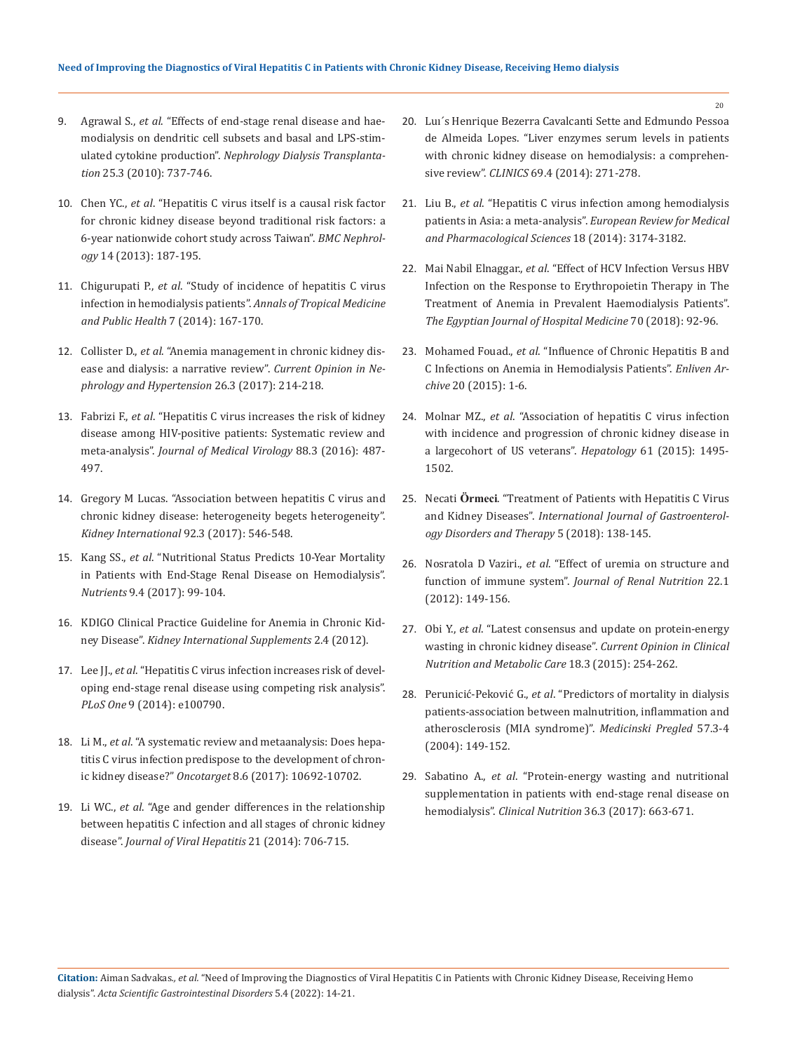9. Agrawal S., *et al*. "Effects of end-stage renal disease and haemodialysis on dendritic cell subsets and basal and LPS-stimulated cytokine production". *Nephrology Dialysis Transplantation* 25.3 (2010): 737-746.

10. Chen YC., *et al*. "Hepatitis C virus itself is a causal risk factor for chronic kidney disease beyond traditional risk factors: a 6-year nationwide cohort study across Taiwan". *BMC Nephrology* 14 (2013): 187-195.

11. Chigurupati P., *et al*. "Study of incidence of hepatitis C virus infection in hemodialysis patients". *Annals of Tropical Medicine and Public Health* 7 (2014): 167-170.

12. Collister D., *et al*. "Anemia management in chronic kidney disease and dialysis: a narrative review". *Current Opinion in Nephrology and Hypertension* 26.3 (2017): 214-218.

13. Fabrizi F., *et al*. "Hepatitis C virus increases the risk of kidney disease among HIV-positive patients: Systematic review and meta-analysis". *Journal of Medical Virology* 88.3 (2016): 487-497.

14. Gregory M Lucas. "Association between hepatitis C virus and chronic kidney disease: heterogeneity begets heterogeneity". *Kidney International* 92.3 (2017): 546-548.

15. Kang SS., *et al*. "Nutritional Status Predicts 10-Year Mortality in Patients with End-Stage Renal Disease on Hemodialysis". *Nutrients* 9.4 (2017): 99-104.

16. KDIGO Clinical Practice Guideline for Anemia in Chronic Kidney Disease". *Kidney International Supplements* 2.4 (2012).

17. Lee JJ., *et al*. "Hepatitis C virus infection increases risk of developing end-stage renal disease using competing risk analysis". *PLoS One* 9 (2014): e100790.

18. Li M., *et al*. "A systematic review and metaanalysis: Does hepatitis C virus infection predispose to the development of chronic kidney disease?" *Oncotarget* 8.6 (2017): 10692-10702.

19. Li WC., *et al*. "Age and gender differences in the relationship between hepatitis C infection and all stages of chronic kidney disease". *Journal of Viral Hepatitis* 21 (2014): 706-715.

20. Luı´s Henrique Bezerra Cavalcanti Sette and Edmundo Pessoa de Almeida Lopes. "Liver enzymes serum levels in patients with chronic kidney disease on hemodialysis: a comprehensive review". *CLINICS* 69.4 (2014): 271-278.

21. Liu B., *et al*. "Hepatitis C virus infection among hemodialysis patients in Asia: a meta-analysis". *European Review for Medical and Pharmacological Sciences* 18 (2014): 3174-3182.

22. Mai Nabil Elnaggar., *et al*. "Effect of HCV Infection Versus HBV Infection on the Response to Erythropoietin Therapy in The Treatment of Anemia in Prevalent Haemodialysis Patients". *The Egyptian Journal of Hospital Medicine* 70 (2018): 92-96.

23. Mohamed Fouad., *et al*. "Influence of Chronic Hepatitis B and C Infections on Anemia in Hemodialysis Patients". *Enliven Archive* 20 (2015): 1-6.

24. Molnar MZ., *et al*. "Association of hepatitis C virus infection with incidence and progression of chronic kidney disease in a largecohort of US veterans". *Hepatology* 61 (2015): 1495-1502.

25. Necati **Örmeci**. "Treatment of Patients with Hepatitis C Virus and Kidney Diseases". *International Journal of Gastroenterology Disorders and Therapy* 5 (2018): 138-145.

26. Nosratola D Vaziri., *et al*. "Effect of uremia on structure and function of immune system". *Journal of Renal Nutrition* 22.1 (2012): 149-156.

27. Obi Y., *et al*. "Latest consensus and update on protein-energy wasting in chronic kidney disease". *Current Opinion in Clinical Nutrition and Metabolic Care* 18.3 (2015): 254-262.

28. Perunicić-Peković G., *et al*. "Predictors of mortality in dialysis patients-association between malnutrition, inflammation and atherosclerosis (MIA syndrome)". *Medicinski Pregled* 57.3-4 (2004): 149-152.

29. Sabatino A., *et al*. "Protein-energy wasting and nutritional supplementation in patients with end-stage renal disease on hemodialysis". *Clinical Nutrition* 36.3 (2017): 663-671.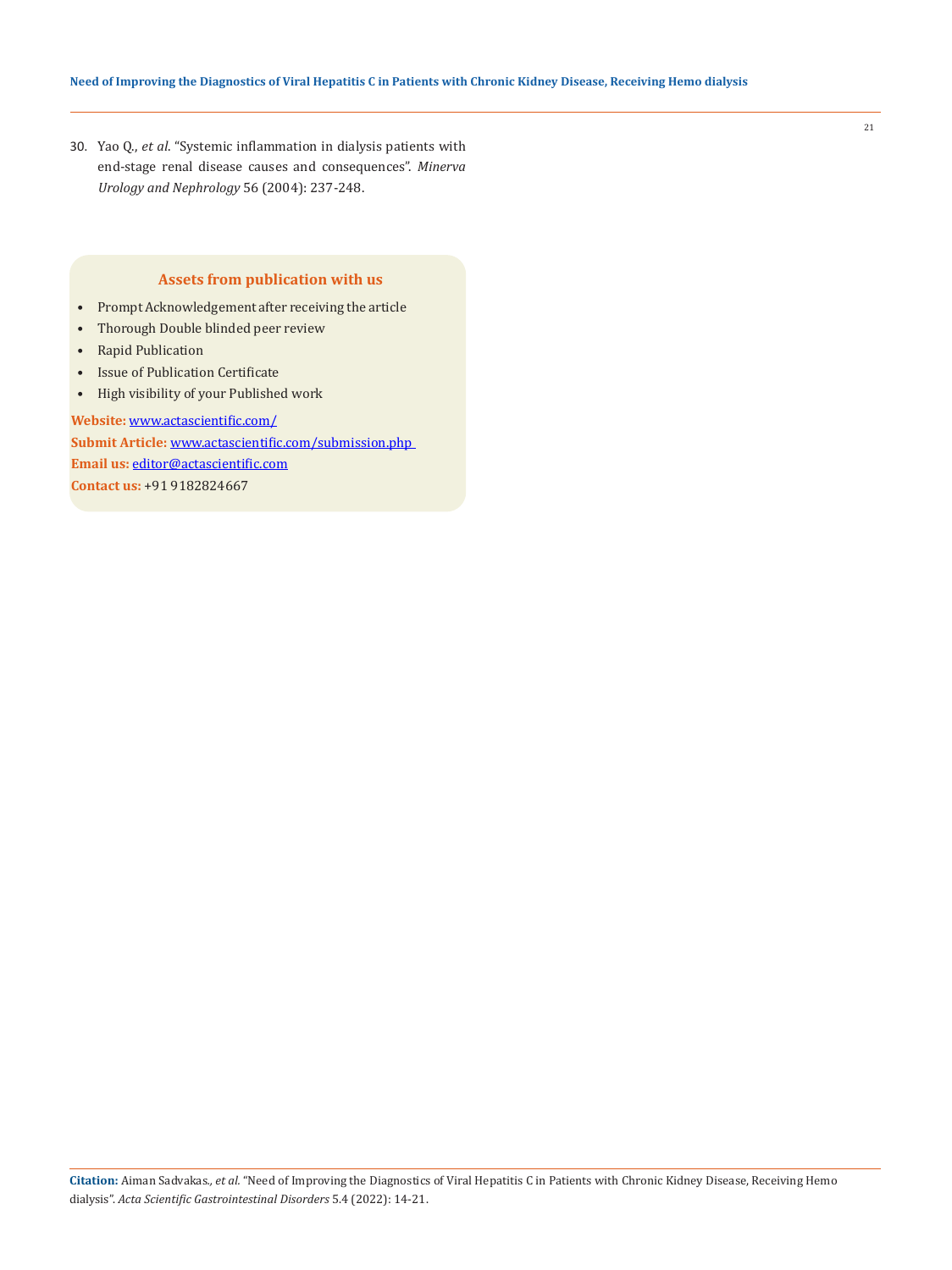30. Yao Q., *et al*. "Systemic inflammation in dialysis patients with end-stage renal disease causes and consequences". *Minerva Urology and Nephrology* 56 (2004): 237-248.

### Assets from publication with us

- Prompt Acknowledgement after receiving the article
- Thorough Double blinded peer review
- Rapid Publication
- Issue of Publication Certificate
- High visibility of your Published work

**Website:** www.actascientific.com/

**Submit Article:** www.actascientific.com/submission.php

**Email us:** editor@actascientific.com

**Contact us:** +91 9182824667